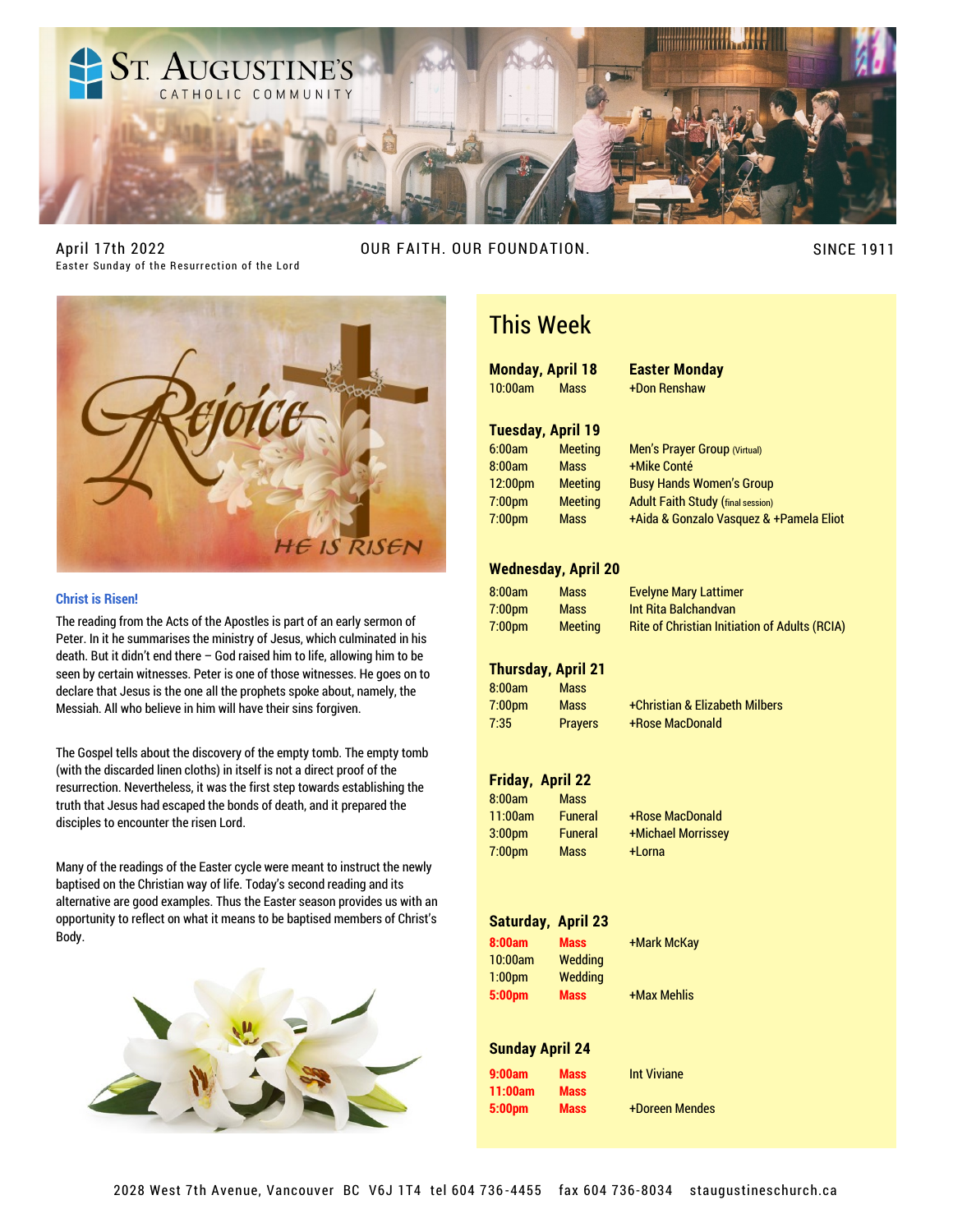# St. Augustine's Catholic Community

April 17th 2022
Easter Sunday of the Resurrection of the Lord

OUR FAITH. OUR FOUNDATION.

SINCE 1911

### Christ is Risen!

The reading from the Acts of the Apostles is part of an early sermon of Peter. In it he summarises the ministry of Jesus, which culminated in his death. But it didn't end there – God raised him to life, allowing him to be seen by certain witnesses. Peter is one of those witnesses. He goes on to declare that Jesus is the one all the prophets spoke about, namely, the Messiah. All who believe in him will have their sins forgiven.

The Gospel tells about the discovery of the empty tomb. The empty tomb (with the discarded linen cloths) in itself is not a direct proof of the resurrection. Nevertheless, it was the first step towards establishing the truth that Jesus had escaped the bonds of death, and it prepared the disciples to encounter the risen Lord.

Many of the readings of the Easter cycle were meant to instruct the newly baptised on the Christian way of life. Today's second reading and its alternative are good examples. Thus the Easter season provides us with an opportunity to reflect on what it means to be baptised members of Christ's Body.

## This Week

**Monday, April 18** — **Easter Monday**

| | | |
|---|---|---|
| 10:00am | Mass | +Don Renshaw |

**Tuesday, April 19**

| | | |
|---|---|---|
| 6:00am | Meeting | Men's Prayer Group (Virtual) |
| 8:00am | Mass | +Mike Conté |
| 12:00pm | Meeting | Busy Hands Women's Group |
| 7:00pm | Meeting | Adult Faith Study (final session) |
| 7:00pm | Mass | +Aida & Gonzalo Vasquez & +Pamela Eliot |

**Wednesday, April 20**

| | | |
|---|---|---|
| 8:00am | Mass | Evelyne Mary Lattimer |
| 7:00pm | Mass | Int Rita Balchandvan |
| 7:00pm | Meeting | Rite of Christian Initiation of Adults (RCIA) |

**Thursday, April 21**

| | | |
|---|---|---|
| 8:00am | Mass | |
| 7:00pm | Mass | +Christian & Elizabeth Milbers |
| 7:35 | Prayers | +Rose MacDonald |

**Friday, April 22**

| | | |
|---|---|---|
| 8:00am | Mass | |
| 11:00am | Funeral | +Rose MacDonald |
| 3:00pm | Funeral | +Michael Morrissey |
| 7:00pm | Mass | +Lorna |

**Saturday, April 23**

| | | |
|---|---|---|
| **8:00am** | **Mass** | +Mark McKay |
| 10:00am | Wedding | |
| 1:00pm | Wedding | |
| **5:00pm** | **Mass** | +Max Mehlis |

**Sunday April 24**

| | | |
|---|---|---|
| **9:00am** | **Mass** | Int Viviane |
| **11:00am** | **Mass** | |
| **5:00pm** | **Mass** | +Doreen Mendes |

2028 West 7th Avenue, Vancouver BC V6J 1T4 tel 604 736-4455 fax 604 736-8034 staugustineschurch.ca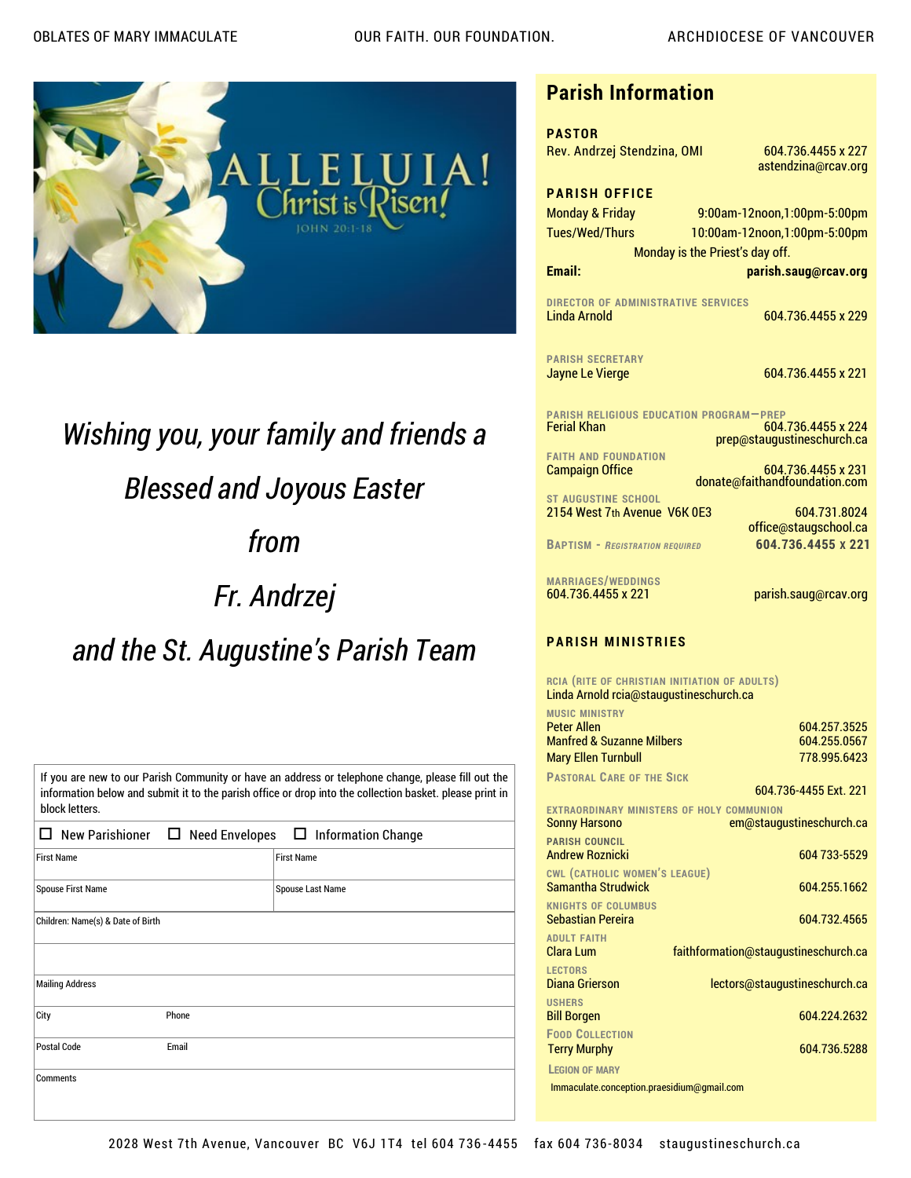Wishing you, your family and friends a

*Blessed and Joyous Easter*

*from*

*Fr. Andrzej*

*and the St. Augustine's Parish Team*

If you are new to our Parish Community or have an address or telephone change, please fill out the information below and submit it to the parish office or drop into the collection basket. please print in block letters.

☐ New Parishioner ☐ Need Envelopes ☐ Information Change

| | |
|---|---|
| First Name | First Name |
| Spouse First Name | Spouse Last Name |
| Children: Name(s) & Date of Birth | |
| | |
| Mailing Address | |
| City | Phone |
| Postal Code | Email |
| Comments | |

## Parish Information

**PASTOR**
Rev. Andrzej Stendzina, OMI — 604.736.4455 x 227, astendzina@rcav.org

**PARISH OFFICE**
Monday & Friday — 9:00am-12noon,1:00pm-5:00pm
Tues/Wed/Thurs — 10:00am-12noon,1:00pm-5:00pm
Monday is the Priest's day off.
**Email:** **parish.saug@rcav.org**

**DIRECTOR OF ADMINISTRATIVE SERVICES**
Linda Arnold — 604.736.4455 x 229

**PARISH SECRETARY**
Jayne Le Vierge — 604.736.4455 x 221

**PARISH RELIGIOUS EDUCATION PROGRAM—PREP**
Ferial Khan — 604.736.4455 x 224, prep@staugustineschurch.ca

**FAITH AND FOUNDATION**
Campaign Office — 604.736.4455 x 231, donate@faithandfoundation.com

**ST AUGUSTINE SCHOOL**
2154 West 7th Avenue V6K 0E3 — 604.731.8024, office@staugschool.ca

**BAPTISM** - *REGISTRATION REQUIRED* — **604.736.4455 x 221**

**MARRIAGES/WEDDINGS**
604.736.4455 x 221 — parish.saug@rcav.org

### PARISH MINISTRIES

**RCIA (RITE OF CHRISTIAN INITIATION OF ADULTS)**
Linda Arnold rcia@staugustineschurch.ca

**MUSIC MINISTRY**
Peter Allen — 604.257.3525
Manfred & Suzanne Milbers — 604.255.0567
Mary Ellen Turnbull — 778.995.6423

**PASTORAL CARE OF THE SICK**
604.736-4455 Ext. 221

**EXTRAORDINARY MINISTERS OF HOLY COMMUNION**
Sonny Harsono — em@staugustineschurch.ca

**PARISH COUNCIL**
Andrew Roznicki — 604 733-5529

**CWL (CATHOLIC WOMEN'S LEAGUE)**
Samantha Strudwick — 604.255.1662

**KNIGHTS OF COLUMBUS**
Sebastian Pereira — 604.732.4565

**ADULT FAITH**
Clara Lum — faithformation@staugustineschurch.ca

**LECTORS**
Diana Grierson — lectors@staugustineschurch.ca

**USHERS**
Bill Borgen — 604.224.2632

**FOOD COLLECTION**
Terry Murphy — 604.736.5288

**LEGION OF MARY**
Immaculate.conception.praesidium@gmail.com

2028 West 7th Avenue, Vancouver BC V6J 1T4 tel 604 736-4455 fax 604 736-8034 staugustineschurch.ca